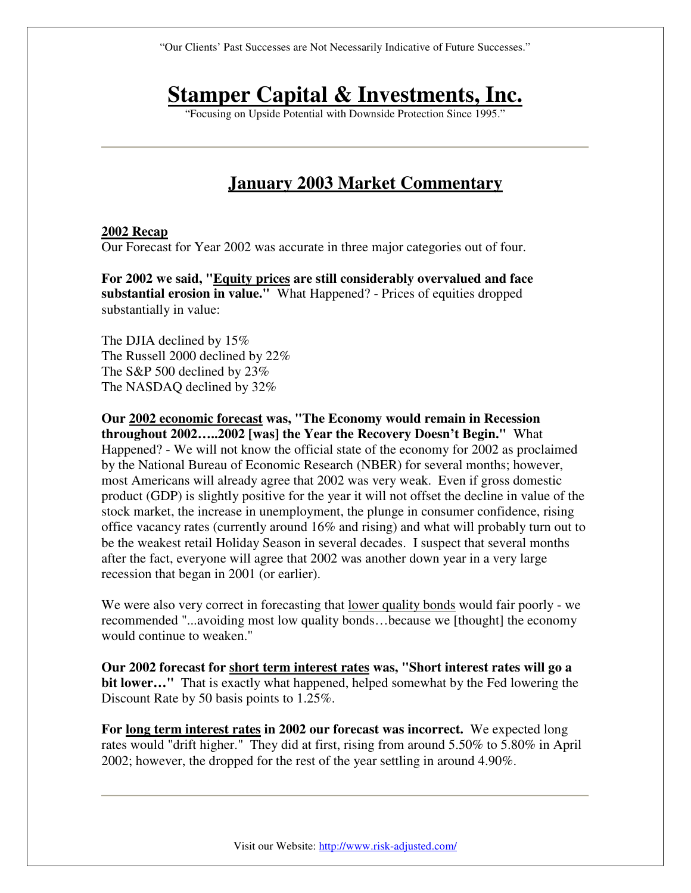"Our Clients' Past Successes are Not Necessarily Indicative of Future Successes."

# Stamper Capital & Investments, Inc.

"Focusing on Upside Potential with Downside Protection Since 1995."

---

## January 2003 Market Commentary

### 2002 Recap

Our Forecast for Year 2002 was accurate in three major categories out of four.

**For 2002 we said, "Equity prices are still considerably overvalued and face substantial erosion in value."** What Happened? - Prices of equities dropped substantially in value:

The DJIA declined by 15%
The Russell 2000 declined by 22%
The S&P 500 declined by 23%
The NASDAQ declined by 32%

**Our 2002 economic forecast was, "The Economy would remain in Recession throughout 2002…..2002 [was] the Year the Recovery Doesn't Begin."** What Happened? - We will not know the official state of the economy for 2002 as proclaimed by the National Bureau of Economic Research (NBER) for several months; however, most Americans will already agree that 2002 was very weak. Even if gross domestic product (GDP) is slightly positive for the year it will not offset the decline in value of the stock market, the increase in unemployment, the plunge in consumer confidence, rising office vacancy rates (currently around 16% and rising) and what will probably turn out to be the weakest retail Holiday Season in several decades. I suspect that several months after the fact, everyone will agree that 2002 was another down year in a very large recession that began in 2001 (or earlier).

We were also very correct in forecasting that lower quality bonds would fair poorly - we recommended "...avoiding most low quality bonds…because we [thought] the economy would continue to weaken."

**Our 2002 forecast for short term interest rates was, "Short interest rates will go a bit lower…"** That is exactly what happened, helped somewhat by the Fed lowering the Discount Rate by 50 basis points to 1.25%.

**For long term interest rates in 2002 our forecast was incorrect.** We expected long rates would "drift higher." They did at first, rising from around 5.50% to 5.80% in April 2002; however, the dropped for the rest of the year settling in around 4.90%.

---

Visit our Website: http://www.risk-adjusted.com/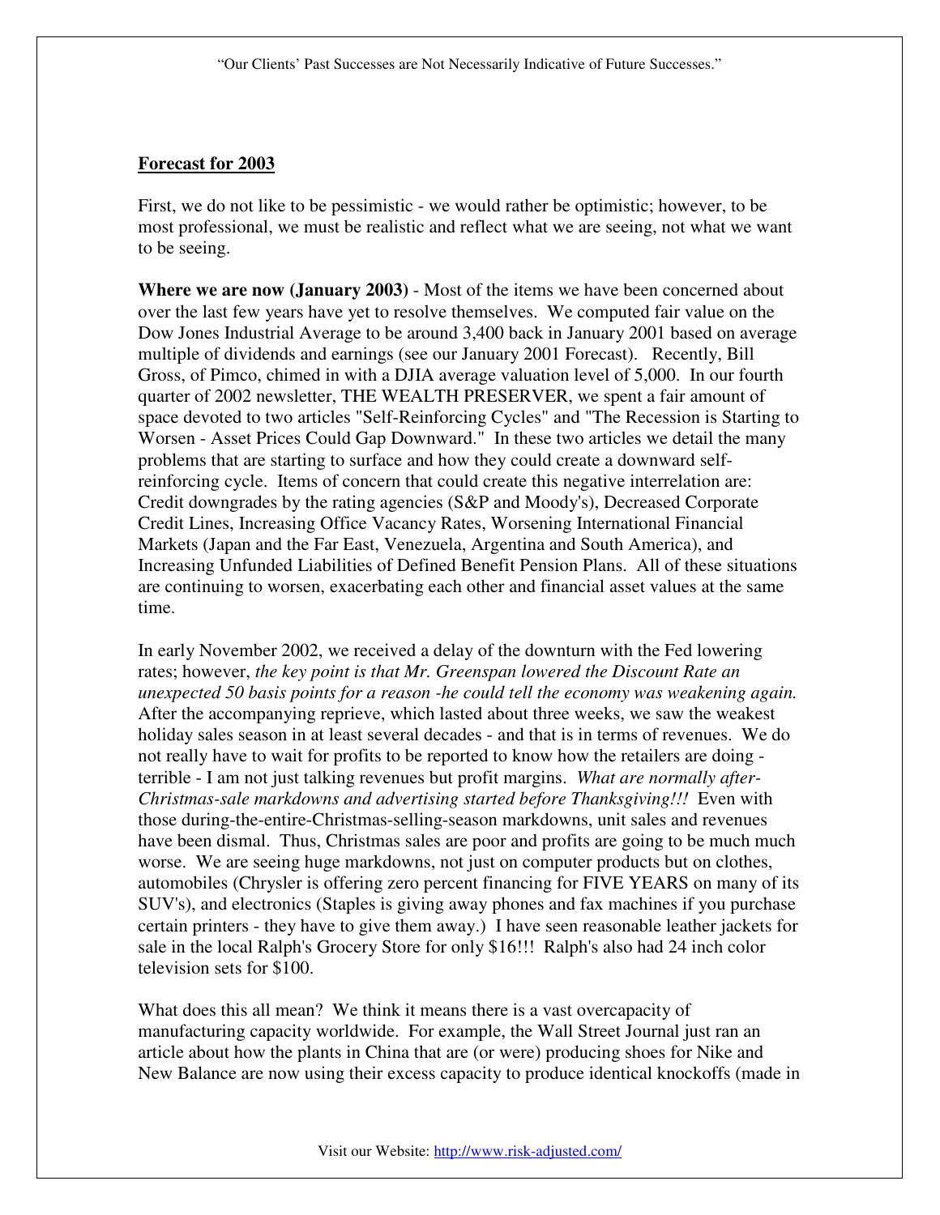**Forecast for 2003**

First, we do not like to be pessimistic - we would rather be optimistic; however, to be most professional, we must be realistic and reflect what we are seeing, not what we want to be seeing.

**Where we are now (January 2003)** - Most of the items we have been concerned about over the last few years have yet to resolve themselves. We computed fair value on the Dow Jones Industrial Average to be around 3,400 back in January 2001 based on average multiple of dividends and earnings (see our January 2001 Forecast). Recently, Bill Gross, of Pimco, chimed in with a DJIA average valuation level of 5,000. In our fourth quarter of 2002 newsletter, THE WEALTH PRESERVER, we spent a fair amount of space devoted to two articles "Self-Reinforcing Cycles" and "The Recession is Starting to Worsen - Asset Prices Could Gap Downward." In these two articles we detail the many problems that are starting to surface and how they could create a downward self-reinforcing cycle. Items of concern that could create this negative interrelation are: Credit downgrades by the rating agencies (S&P and Moody's), Decreased Corporate Credit Lines, Increasing Office Vacancy Rates, Worsening International Financial Markets (Japan and the Far East, Venezuela, Argentina and South America), and Increasing Unfunded Liabilities of Defined Benefit Pension Plans. All of these situations are continuing to worsen, exacerbating each other and financial asset values at the same time.

In early November 2002, we received a delay of the downturn with the Fed lowering rates; however, *the key point is that Mr. Greenspan lowered the Discount Rate an unexpected 50 basis points for a reason -he could tell the economy was weakening again.* After the accompanying reprieve, which lasted about three weeks, we saw the weakest holiday sales season in at least several decades - and that is in terms of revenues. We do not really have to wait for profits to be reported to know how the retailers are doing - terrible - I am not just talking revenues but profit margins. *What are normally after-Christmas-sale markdowns and advertising started before Thanksgiving!!!* Even with those during-the-entire-Christmas-selling-season markdowns, unit sales and revenues have been dismal. Thus, Christmas sales are poor and profits are going to be much much worse. We are seeing huge markdowns, not just on computer products but on clothes, automobiles (Chrysler is offering zero percent financing for FIVE YEARS on many of its SUV's), and electronics (Staples is giving away phones and fax machines if you purchase certain printers - they have to give them away.) I have seen reasonable leather jackets for sale in the local Ralph's Grocery Store for only $16!!! Ralph's also had 24 inch color television sets for $100.

What does this all mean? We think it means there is a vast overcapacity of manufacturing capacity worldwide. For example, the Wall Street Journal just ran an article about how the plants in China that are (or were) producing shoes for Nike and New Balance are now using their excess capacity to produce identical knockoffs (made in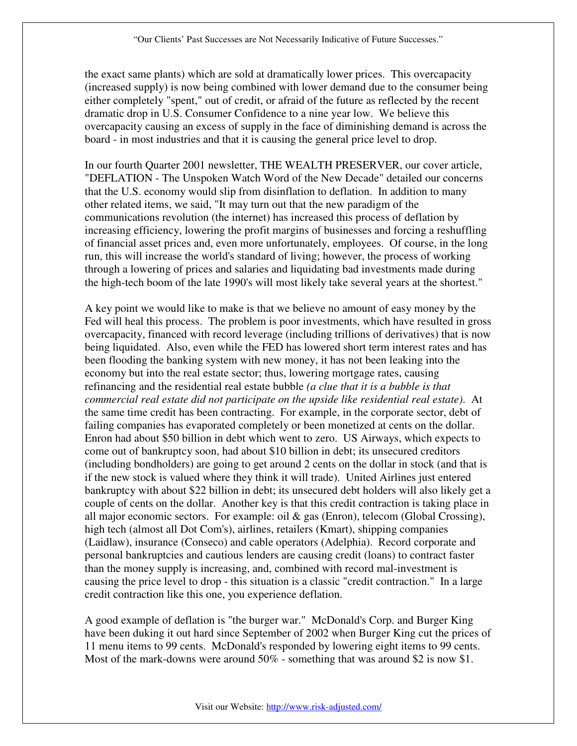the exact same plants) which are sold at dramatically lower prices. This overcapacity (increased supply) is now being combined with lower demand due to the consumer being either completely "spent," out of credit, or afraid of the future as reflected by the recent dramatic drop in U.S. Consumer Confidence to a nine year low. We believe this overcapacity causing an excess of supply in the face of diminishing demand is across the board - in most industries and that it is causing the general price level to drop.

In our fourth Quarter 2001 newsletter, THE WEALTH PRESERVER, our cover article, "DEFLATION - The Unspoken Watch Word of the New Decade" detailed our concerns that the U.S. economy would slip from disinflation to deflation. In addition to many other related items, we said, "It may turn out that the new paradigm of the communications revolution (the internet) has increased this process of deflation by increasing efficiency, lowering the profit margins of businesses and forcing a reshuffling of financial asset prices and, even more unfortunately, employees. Of course, in the long run, this will increase the world's standard of living; however, the process of working through a lowering of prices and salaries and liquidating bad investments made during the high-tech boom of the late 1990's will most likely take several years at the shortest."

A key point we would like to make is that we believe no amount of easy money by the Fed will heal this process. The problem is poor investments, which have resulted in gross overcapacity, financed with record leverage (including trillions of derivatives) that is now being liquidated. Also, even while the FED has lowered short term interest rates and has been flooding the banking system with new money, it has not been leaking into the economy but into the real estate sector; thus, lowering mortgage rates, causing refinancing and the residential real estate bubble *(a clue that it is a bubble is that commercial real estate did not participate on the upside like residential real estate)*. At the same time credit has been contracting. For example, in the corporate sector, debt of failing companies has evaporated completely or been monetized at cents on the dollar. Enron had about $50 billion in debt which went to zero. US Airways, which expects to come out of bankruptcy soon, had about $10 billion in debt; its unsecured creditors (including bondholders) are going to get around 2 cents on the dollar in stock (and that is if the new stock is valued where they think it will trade). United Airlines just entered bankruptcy with about $22 billion in debt; its unsecured debt holders will also likely get a couple of cents on the dollar. Another key is that this credit contraction is taking place in all major economic sectors. For example: oil & gas (Enron), telecom (Global Crossing), high tech (almost all Dot Com's), airlines, retailers (Kmart), shipping companies (Laidlaw), insurance (Conseco) and cable operators (Adelphia). Record corporate and personal bankruptcies and cautious lenders are causing credit (loans) to contract faster than the money supply is increasing, and, combined with record mal-investment is causing the price level to drop - this situation is a classic "credit contraction." In a large credit contraction like this one, you experience deflation.

A good example of deflation is "the burger war." McDonald's Corp. and Burger King have been duking it out hard since September of 2002 when Burger King cut the prices of 11 menu items to 99 cents. McDonald's responded by lowering eight items to 99 cents. Most of the mark-downs were around 50% - something that was around $2 is now $1.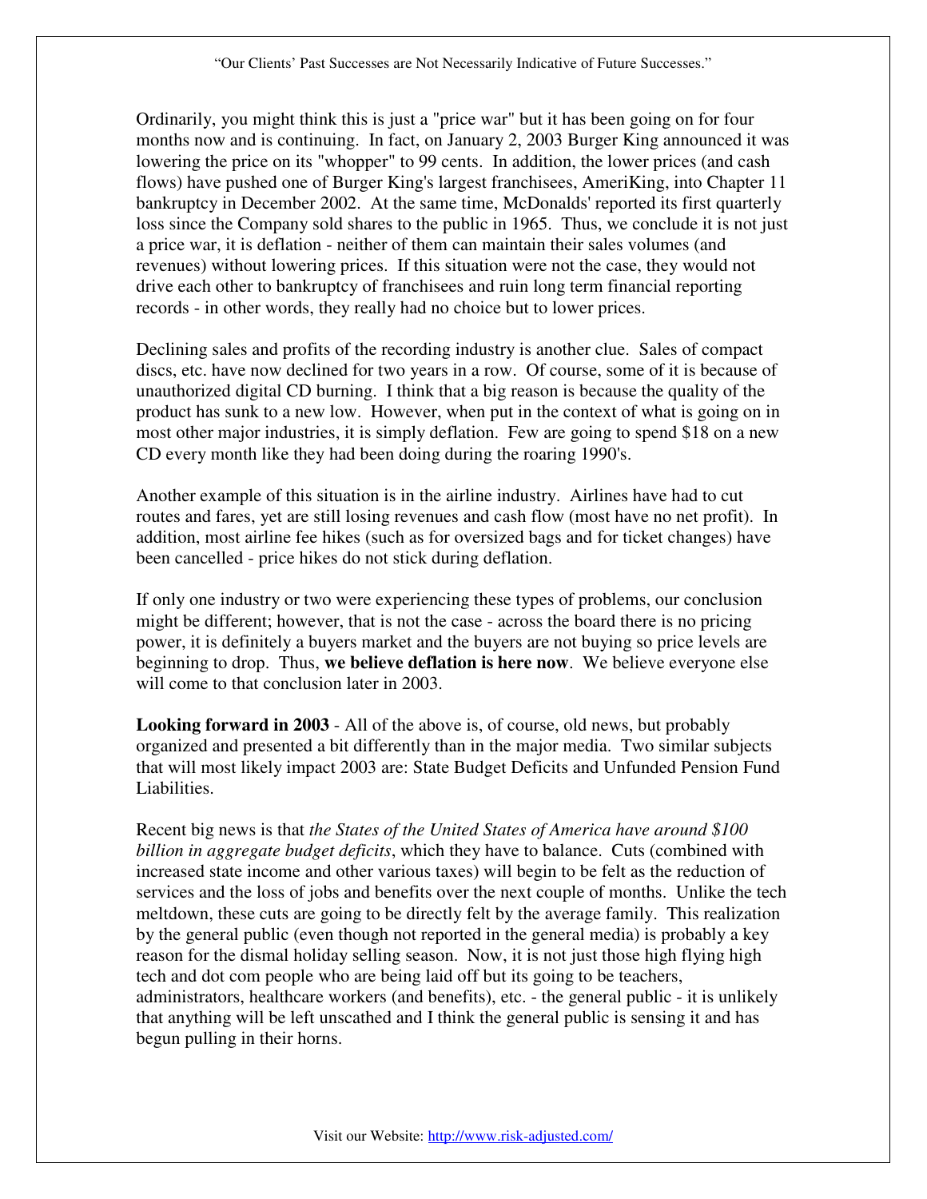Ordinarily, you might think this is just a "price war" but it has been going on for four months now and is continuing. In fact, on January 2, 2003 Burger King announced it was lowering the price on its "whopper" to 99 cents. In addition, the lower prices (and cash flows) have pushed one of Burger King's largest franchisees, AmeriKing, into Chapter 11 bankruptcy in December 2002. At the same time, McDonalds' reported its first quarterly loss since the Company sold shares to the public in 1965. Thus, we conclude it is not just a price war, it is deflation - neither of them can maintain their sales volumes (and revenues) without lowering prices. If this situation were not the case, they would not drive each other to bankruptcy of franchisees and ruin long term financial reporting records - in other words, they really had no choice but to lower prices.

Declining sales and profits of the recording industry is another clue. Sales of compact discs, etc. have now declined for two years in a row. Of course, some of it is because of unauthorized digital CD burning. I think that a big reason is because the quality of the product has sunk to a new low. However, when put in the context of what is going on in most other major industries, it is simply deflation. Few are going to spend $18 on a new CD every month like they had been doing during the roaring 1990's.

Another example of this situation is in the airline industry. Airlines have had to cut routes and fares, yet are still losing revenues and cash flow (most have no net profit). In addition, most airline fee hikes (such as for oversized bags and for ticket changes) have been cancelled - price hikes do not stick during deflation.

If only one industry or two were experiencing these types of problems, our conclusion might be different; however, that is not the case - across the board there is no pricing power, it is definitely a buyers market and the buyers are not buying so price levels are beginning to drop. Thus, **we believe deflation is here now**. We believe everyone else will come to that conclusion later in 2003.

**Looking forward in 2003** - All of the above is, of course, old news, but probably organized and presented a bit differently than in the major media. Two similar subjects that will most likely impact 2003 are: State Budget Deficits and Unfunded Pension Fund Liabilities.

Recent big news is that *the States of the United States of America have around $100 billion in aggregate budget deficits*, which they have to balance. Cuts (combined with increased state income and other various taxes) will begin to be felt as the reduction of services and the loss of jobs and benefits over the next couple of months. Unlike the tech meltdown, these cuts are going to be directly felt by the average family. This realization by the general public (even though not reported in the general media) is probably a key reason for the dismal holiday selling season. Now, it is not just those high flying high tech and dot com people who are being laid off but its going to be teachers, administrators, healthcare workers (and benefits), etc. - the general public - it is unlikely that anything will be left unscathed and I think the general public is sensing it and has begun pulling in their horns.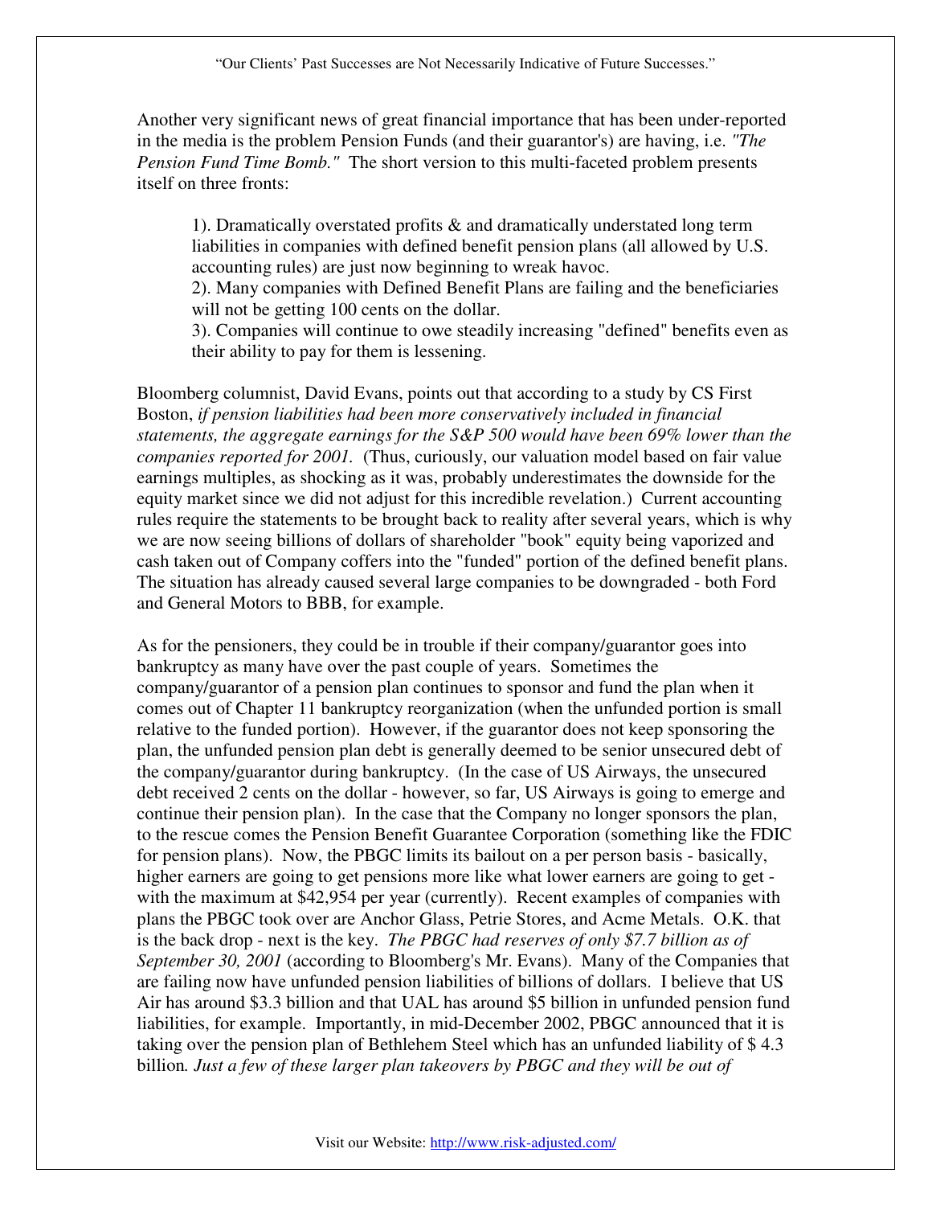Another very significant news of great financial importance that has been under-reported in the media is the problem Pension Funds (and their guarantor's) are having, i.e. *"The Pension Fund Time Bomb."* The short version to this multi-faceted problem presents itself on three fronts:

> 1). Dramatically overstated profits & and dramatically understated long term liabilities in companies with defined benefit pension plans (all allowed by U.S. accounting rules) are just now beginning to wreak havoc.
> 2). Many companies with Defined Benefit Plans are failing and the beneficiaries will not be getting 100 cents on the dollar.
> 3). Companies will continue to owe steadily increasing "defined" benefits even as their ability to pay for them is lessening.

Bloomberg columnist, David Evans, points out that according to a study by CS First Boston, *if pension liabilities had been more conservatively included in financial statements, the aggregate earnings for the S&P 500 would have been 69% lower than the companies reported for 2001.* (Thus, curiously, our valuation model based on fair value earnings multiples, as shocking as it was, probably underestimates the downside for the equity market since we did not adjust for this incredible revelation.) Current accounting rules require the statements to be brought back to reality after several years, which is why we are now seeing billions of dollars of shareholder "book" equity being vaporized and cash taken out of Company coffers into the "funded" portion of the defined benefit plans. The situation has already caused several large companies to be downgraded - both Ford and General Motors to BBB, for example.

As for the pensioners, they could be in trouble if their company/guarantor goes into bankruptcy as many have over the past couple of years. Sometimes the company/guarantor of a pension plan continues to sponsor and fund the plan when it comes out of Chapter 11 bankruptcy reorganization (when the unfunded portion is small relative to the funded portion). However, if the guarantor does not keep sponsoring the plan, the unfunded pension plan debt is generally deemed to be senior unsecured debt of the company/guarantor during bankruptcy. (In the case of US Airways, the unsecured debt received 2 cents on the dollar - however, so far, US Airways is going to emerge and continue their pension plan). In the case that the Company no longer sponsors the plan, to the rescue comes the Pension Benefit Guarantee Corporation (something like the FDIC for pension plans). Now, the PBGC limits its bailout on a per person basis - basically, higher earners are going to get pensions more like what lower earners are going to get - with the maximum at $42,954 per year (currently). Recent examples of companies with plans the PBGC took over are Anchor Glass, Petrie Stores, and Acme Metals. O.K. that is the back drop - next is the key. *The PBGC had reserves of only $7.7 billion as of September 30, 2001* (according to Bloomberg's Mr. Evans). Many of the Companies that are failing now have unfunded pension liabilities of billions of dollars. I believe that US Air has around $3.3 billion and that UAL has around $5 billion in unfunded pension fund liabilities, for example. Importantly, in mid-December 2002, PBGC announced that it is taking over the pension plan of Bethlehem Steel which has an unfunded liability of $ 4.3 billion*. Just a few of these larger plan takeovers by PBGC and they will be out of*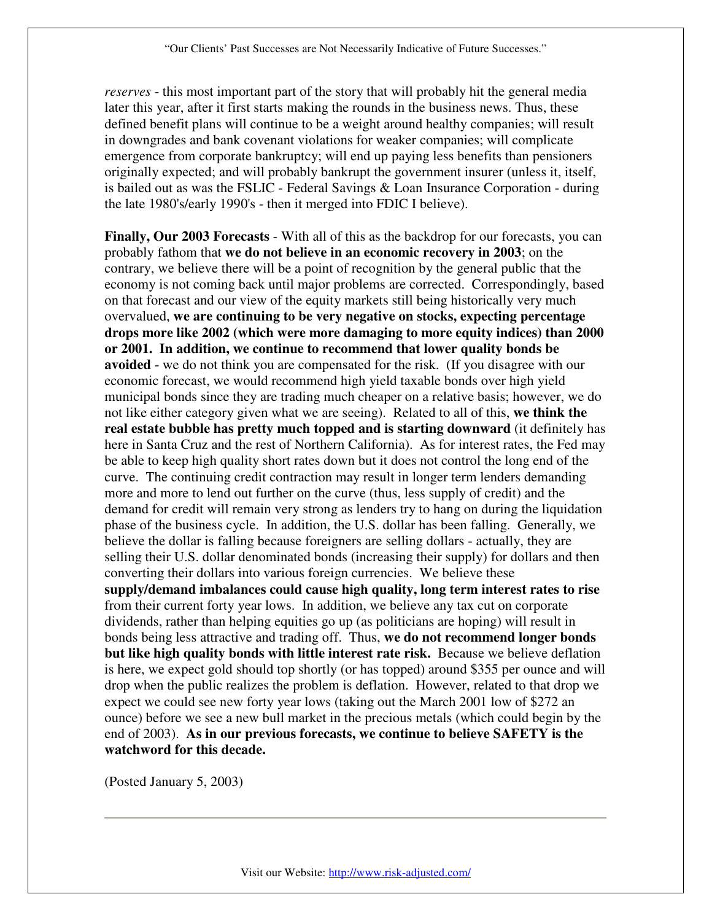*reserves* - this most important part of the story that will probably hit the general media later this year, after it first starts making the rounds in the business news. Thus, these defined benefit plans will continue to be a weight around healthy companies; will result in downgrades and bank covenant violations for weaker companies; will complicate emergence from corporate bankruptcy; will end up paying less benefits than pensioners originally expected; and will probably bankrupt the government insurer (unless it, itself, is bailed out as was the FSLIC - Federal Savings & Loan Insurance Corporation - during the late 1980's/early 1990's - then it merged into FDIC I believe).

**Finally, Our 2003 Forecasts** - With all of this as the backdrop for our forecasts, you can probably fathom that **we do not believe in an economic recovery in 2003**; on the contrary, we believe there will be a point of recognition by the general public that the economy is not coming back until major problems are corrected. Correspondingly, based on that forecast and our view of the equity markets still being historically very much overvalued, **we are continuing to be very negative on stocks, expecting percentage drops more like 2002 (which were more damaging to more equity indices) than 2000 or 2001. In addition, we continue to recommend that lower quality bonds be avoided** - we do not think you are compensated for the risk. (If you disagree with our economic forecast, we would recommend high yield taxable bonds over high yield municipal bonds since they are trading much cheaper on a relative basis; however, we do not like either category given what we are seeing). Related to all of this, **we think the real estate bubble has pretty much topped and is starting downward** (it definitely has here in Santa Cruz and the rest of Northern California). As for interest rates, the Fed may be able to keep high quality short rates down but it does not control the long end of the curve. The continuing credit contraction may result in longer term lenders demanding more and more to lend out further on the curve (thus, less supply of credit) and the demand for credit will remain very strong as lenders try to hang on during the liquidation phase of the business cycle. In addition, the U.S. dollar has been falling. Generally, we believe the dollar is falling because foreigners are selling dollars - actually, they are selling their U.S. dollar denominated bonds (increasing their supply) for dollars and then converting their dollars into various foreign currencies. We believe these **supply/demand imbalances could cause high quality, long term interest rates to rise** from their current forty year lows. In addition, we believe any tax cut on corporate dividends, rather than helping equities go up (as politicians are hoping) will result in bonds being less attractive and trading off. Thus, **we do not recommend longer bonds but like high quality bonds with little interest rate risk.** Because we believe deflation is here, we expect gold should top shortly (or has topped) around $355 per ounce and will drop when the public realizes the problem is deflation. However, related to that drop we expect we could see new forty year lows (taking out the March 2001 low of $272 an ounce) before we see a new bull market in the precious metals (which could begin by the end of 2003). **As in our previous forecasts, we continue to believe SAFETY is the watchword for this decade.**

(Posted January 5, 2003)

---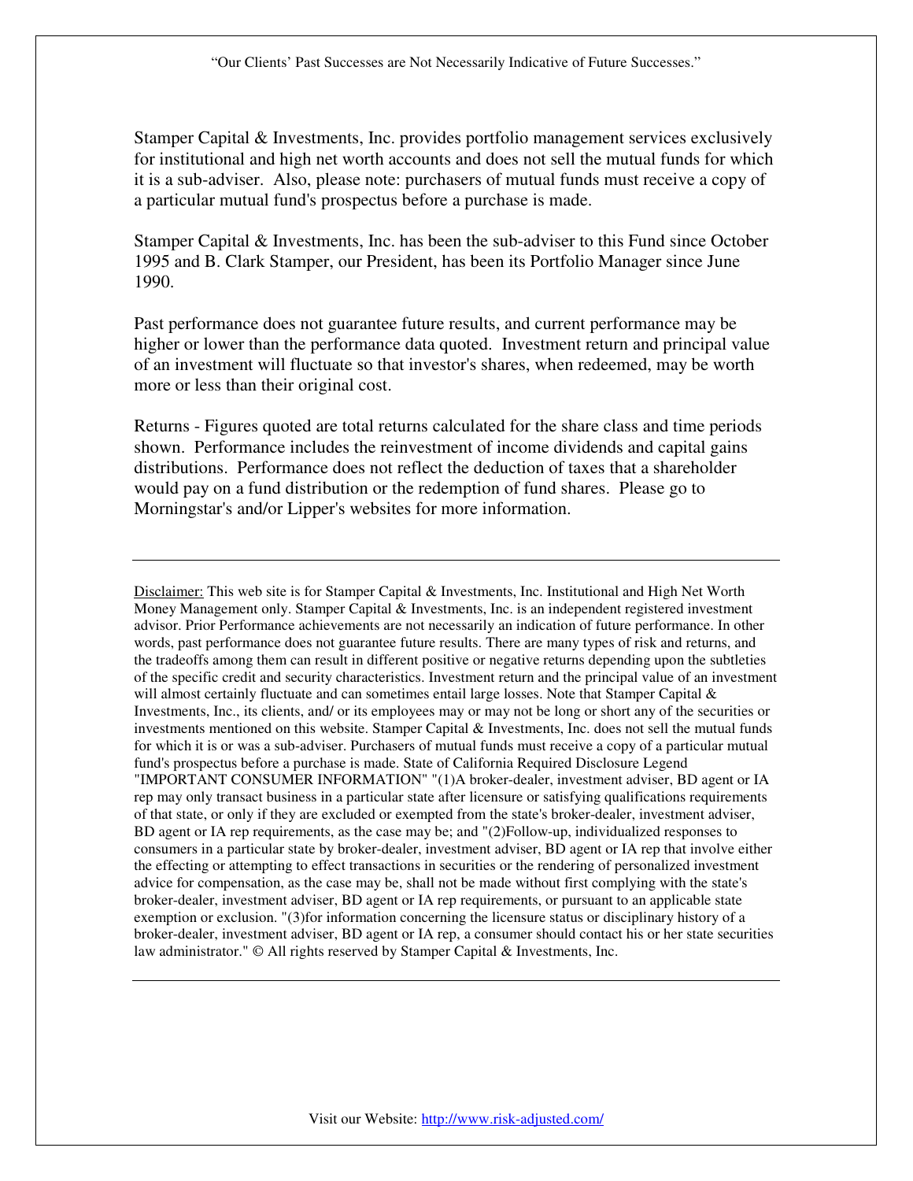Stamper Capital & Investments, Inc. provides portfolio management services exclusively for institutional and high net worth accounts and does not sell the mutual funds for which it is a sub-adviser. Also, please note: purchasers of mutual funds must receive a copy of a particular mutual fund's prospectus before a purchase is made.

Stamper Capital & Investments, Inc. has been the sub-adviser to this Fund since October 1995 and B. Clark Stamper, our President, has been its Portfolio Manager since June 1990.

Past performance does not guarantee future results, and current performance may be higher or lower than the performance data quoted. Investment return and principal value of an investment will fluctuate so that investor's shares, when redeemed, may be worth more or less than their original cost.

Returns - Figures quoted are total returns calculated for the share class and time periods shown. Performance includes the reinvestment of income dividends and capital gains distributions. Performance does not reflect the deduction of taxes that a shareholder would pay on a fund distribution or the redemption of fund shares. Please go to Morningstar's and/or Lipper's websites for more information.

---

Disclaimer: This web site is for Stamper Capital & Investments, Inc. Institutional and High Net Worth Money Management only. Stamper Capital & Investments, Inc. is an independent registered investment advisor. Prior Performance achievements are not necessarily an indication of future performance. In other words, past performance does not guarantee future results. There are many types of risk and returns, and the tradeoffs among them can result in different positive or negative returns depending upon the subtleties of the specific credit and security characteristics. Investment return and the principal value of an investment will almost certainly fluctuate and can sometimes entail large losses. Note that Stamper Capital & Investments, Inc., its clients, and/ or its employees may or may not be long or short any of the securities or investments mentioned on this website. Stamper Capital & Investments, Inc. does not sell the mutual funds for which it is or was a sub-adviser. Purchasers of mutual funds must receive a copy of a particular mutual fund's prospectus before a purchase is made. State of California Required Disclosure Legend "IMPORTANT CONSUMER INFORMATION" "(1)A broker-dealer, investment adviser, BD agent or IA rep may only transact business in a particular state after licensure or satisfying qualifications requirements of that state, or only if they are excluded or exempted from the state's broker-dealer, investment adviser, BD agent or IA rep requirements, as the case may be; and "(2)Follow-up, individualized responses to consumers in a particular state by broker-dealer, investment adviser, BD agent or IA rep that involve either the effecting or attempting to effect transactions in securities or the rendering of personalized investment advice for compensation, as the case may be, shall not be made without first complying with the state's broker-dealer, investment adviser, BD agent or IA rep requirements, or pursuant to an applicable state exemption or exclusion. "(3)for information concerning the licensure status or disciplinary history of a broker-dealer, investment adviser, BD agent or IA rep, a consumer should contact his or her state securities law administrator." © All rights reserved by Stamper Capital & Investments, Inc.

---

Visit our Website: http://www.risk-adjusted.com/